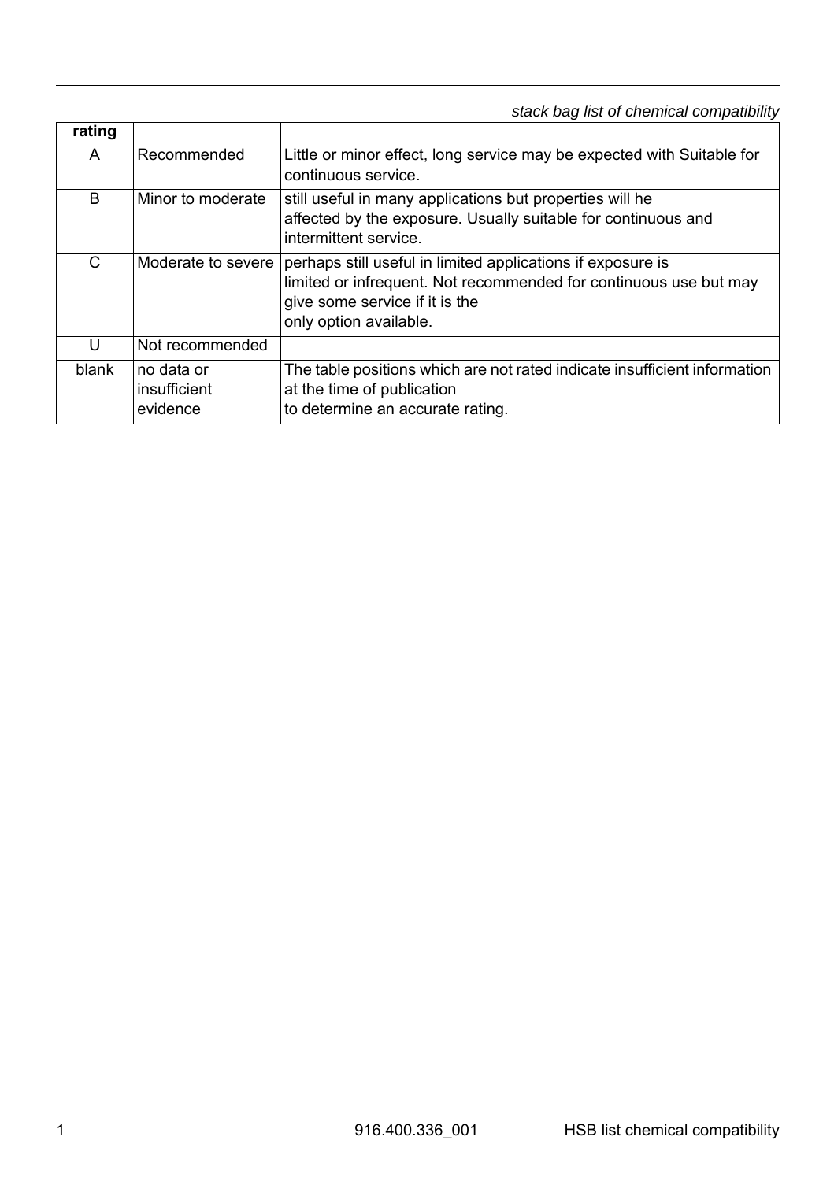*stack bag list of chemical compatibility*

| rating | | |
|---|---|---|
| A | Recommended | Little or minor effect, long service may be expected with Suitable for continuous service. |
| B | Minor to moderate | still useful in many applications but properties will he affected by the exposure. Usually suitable for continuous and intermittent service. |
| C | Moderate to severe | perhaps still useful in limited applications if exposure is limited or infrequent. Not recommended for continuous use but may give some service if it is the only option available. |
| U | Not recommended | |
| blank | no data or insufficient evidence | The table positions which are not rated indicate insufficient information at the time of publication to determine an accurate rating. |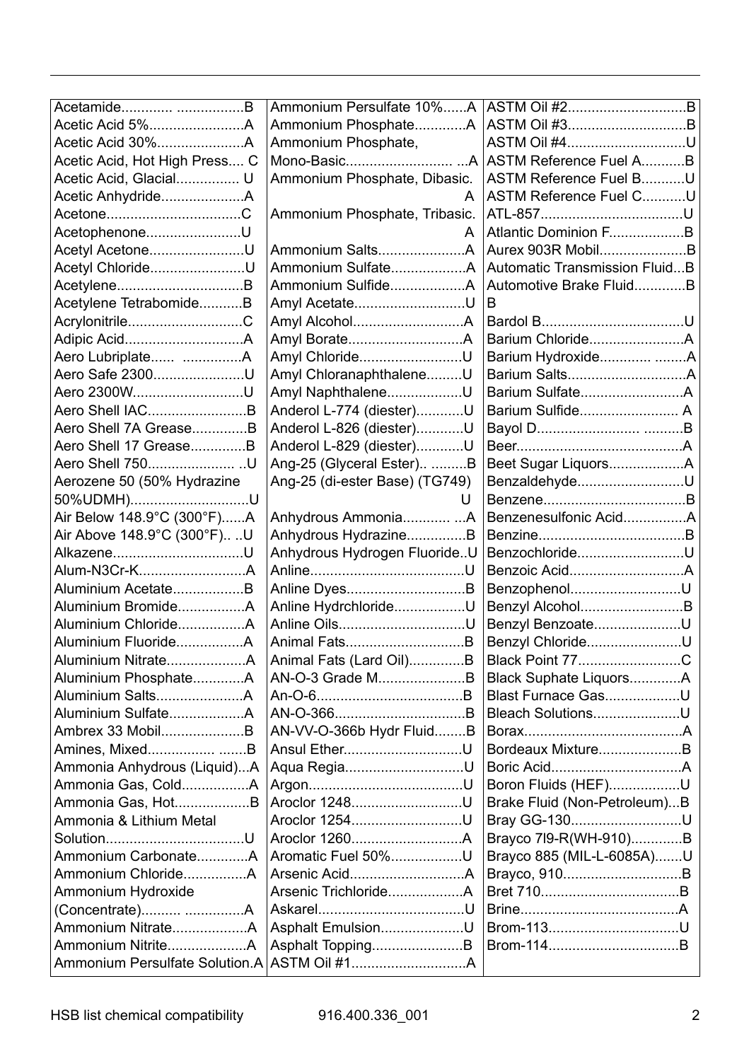| | | |
|---|---|---|
| Acetamide............. .................B | Ammonium Persulfate 10%......A | ASTM Oil #2.............................B |
| Acetic Acid 5%........................A | Ammonium Phosphate.............A | ASTM Oil #3.............................B |
| Acetic Acid 30%......................A | Ammonium Phosphate, Mono-Basic........................... ...A | ASTM Oil #4.............................U |
| Acetic Acid, Hot High Press.... C | Ammonium Phosphate, Dibasic. A | ASTM Reference Fuel A...........B |
| Acetic Acid, Glacial................ U | Ammonium Phosphate, Tribasic. A | ASTM Reference Fuel B...........U |
| Acetic Anhydride.....................A | Ammonium Salts......................A | ASTM Reference Fuel C...........U |
| Acetone..................................C | Ammonium Sulfate...................A | ATL-857....................................U |
| Acetophenone........................U | Ammonium Sulfide...................A | Atlantic Dominion F...................B |
| Acetyl Acetone........................U | Amyl Acetate............................U | Aurex 903R Mobil......................B |
| Acetyl Chloride........................U | Amyl Alcohol............................A | Automatic Transmission Fluid...B |
| Acetylene................................B | Amyl Borate.............................A | Automotive Brake Fluid.............B B |
| Acetylene Tetrabomide...........B | Amyl Chloride..........................U | Bardol B....................................U |
| Acrylonitrile.............................C | Amyl Chloranaphthalene.........U | Barium Chloride........................A |
| Adipic Acid..............................A | Amyl Naphthalene...................U | Barium Hydroxide............ ........A |
| Aero Lubriplate...... ..............A | Anderol L-774 (diester)............U | Barium Salts..............................A |
| Aero Safe 2300.......................U | Anderol L-826 (diester)............U | Barium Sulfate..........................A |
| Aero 2300W............................U | Anderol L-829 (diester)............U | Barium Sulfide......................... A |
| Aero Shell IAC.........................B | Ang-25 (Glyceral Ester).. .........B | Bayol D......................... ..........B |
| Aero Shell 7A Grease..............B | Ang-25 (di-ester Base) (TG749) U | Beer..........................................A |
| Aero Shell 17 Grease..............B | Anhydrous Ammonia............ ...A | Beet Sugar Liquors...................A |
| Aero Shell 750...................... ..U | Anhydrous Hydrazine...............B | Benzaldehyde...........................U |
| Aerozene 50 (50% Hydrazine 50%UDMH)..............................U | Anhydrous Hydrogen Fluoride..U | Benzene....................................B |
| Air Below 148.9°C (300°F)......A | Anline.......................................U | Benzenesulfonic Acid................A |
| Air Above 148.9°C (300°F).. ..U | Anline Dyes..............................B | Benzine.....................................B |
| Alkazene.................................U | Anline Hydrchloride..................U | Benzochloride...........................U |
| Alum-N3Cr-K...........................A | Anline Oils................................U | Benzoic Acid.............................A |
| Aluminium Acetate..................B | Animal Fats..............................B | Benzophenol............................U |
| Aluminium Bromide.................A | Animal Fats (Lard Oil)..............B | Benzyl Alcohol..........................B |
| Aluminium Chloride.................A | AN-O-3 Grade M......................B | Benzyl Benzoate......................U |
| Aluminium Fluoride.................A | An-O-6.....................................B | Benzyl Chloride........................U |
| Aluminium Nitrate....................A | AN-O-366.................................B | Black Point 77..........................C |
| Aluminium Phosphate.............A | AN-VV-O-366b Hydr Fluid........B | Black Suphate Liquors.............A |
| Aluminium Salts......................A | Ansul Ether..............................U | Blast Furnace Gas...................U |
| Aluminium Sulfate...................A | Aqua Regia..............................U | Bleach Solutions......................U |
| Ambrex 33 Mobil.....................B | Argon.......................................U | Borax........................................A |
| Amines, Mixed................. .......B | Aroclor 1248............................U | Bordeaux Mixture.....................B |
| Ammonia Anhydrous (Liquid)...A | Aroclor 1254............................U | Boric Acid.................................A |
| Ammonia Gas, Cold.................A | Aroclor 1260............................A | Boron Fluids (HEF)..................U |
| Ammonia Gas, Hot...................B | Aromatic Fuel 50%..................U | Brake Fluid (Non-Petroleum)...B |
| Ammonia & Lithium Metal Solution...................................U | Arsenic Acid.............................A | Bray GG-130............................U |
| Ammonium Carbonate.............A | Arsenic Trichloride...................A | Brayco 7I9-R(WH-910).............B |
| Ammonium Chloride................A | Askarel.....................................U | Brayco 885 (MIL-L-6085A).......U |
| Ammonium Hydroxide (Concentrate).......... ...............A | Asphalt Emulsion.....................U | Brayco, 910..............................B |
| Ammonium Nitrate...................A | Asphalt Topping.......................B | Bret 710...................................B |
| Ammonium Nitrite....................A | ASTM Oil #1.............................A | Brine........................................A |
| Ammonium Persulfate Solution.A | | Brom-113.................................U |
| | | Brom-114.................................B |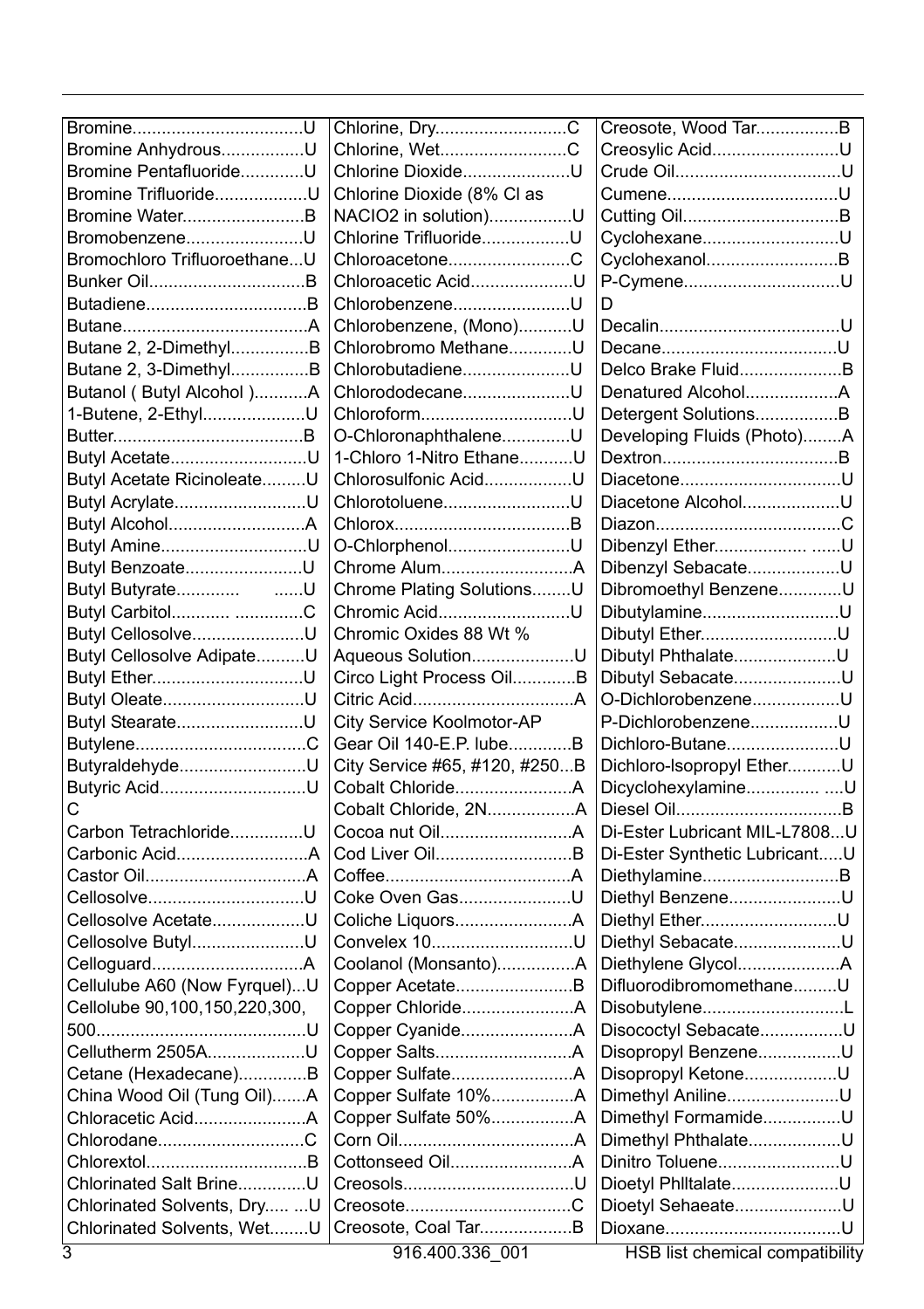| | | |
|---|---|---|
| Bromine...U | Chlorine, Dry...C | Creosote, Wood Tar...B |
| Bromine Anhydrous...U | Chlorine, Wet...C | Creosylic Acid...U |
| Bromine Pentafluoride...U | Chlorine Dioxide...U | Crude Oil...U |
| Bromine Trifluoride...U | Chlorine Dioxide (8% Cl as | Cumene...U |
| Bromine Water...B | NACIO2 in solution)...U | Cutting Oil...B |
| Bromobenzene...U | Chlorine Trifluoride...U | Cyclohexane...U |
| Bromochloro Trifluoroethane...U | Chloroacetone...C | Cyclohexanol...B |
| Bunker Oil...B | Chloroacetic Acid...U | P-Cymene...U |
| Butadiene...B | Chlorobenzene...U | D |
| Butane...A | Chlorobenzene, (Mono)...U | Decalin...U |
| Butane 2, 2-Dimethyl...B | Chlorobromo Methane...U | Decane...U |
| Butane 2, 3-Dimethyl...B | Chlorobutadiene...U | Delco Brake Fluid...B |
| Butanol ( Butyl Alcohol )...A | Chlorododecane...U | Denatured Alcohol...A |
| 1-Butene, 2-Ethyl...U | Chloroform...U | Detergent Solutions...B |
| Butter...B | O-Chloronaphthalene...U | Developing Fluids (Photo)...A |
| Butyl Acetate...U | 1-Chloro 1-Nitro Ethane...U | Dextron...B |
| Butyl Acetate Ricinoleate...U | Chlorosulfonic Acid...U | Diacetone...U |
| Butyl Acrylate...U | Chlorotoluene...U | Diacetone Alcohol...U |
| Butyl Alcohol...A | Chlorox...B | Diazon...C |
| Butyl Amine...U | O-Chlorphenol...U | Dibenzyl Ether...U |
| Butyl Benzoate...U | Chrome Alum...A | Dibenzyl Sebacate...U |
| Butyl Butyrate...U | Chrome Plating Solutions...U | Dibromoethyl Benzene...U |
| Butyl Carbitol...C | Chromic Acid...U | Dibutylamine...U |
| Butyl Cellosolve...U | Chromic Oxides 88 Wt % | Dibutyl Ether...U |
| Butyl Cellosolve Adipate...U | Aqueous Solution...U | Dibutyl Phthalate...U |
| Butyl Ether...U | Circo Light Process Oil...B | Dibutyl Sebacate...U |
| Butyl Oleate...U | Citric Acid...A | O-Dichlorobenzene...U |
| Butyl Stearate...U | City Service Koolmotor-AP | P-Dichlorobenzene...U |
| Butylene...C | Gear Oil 140-E.P. lube...B | Dichloro-Butane...U |
| Butyraldehyde...U | City Service #65, #120, #250...B | Dichloro-Isopropyl Ether...U |
| Butyric Acid...U | Cobalt Chloride...A | Dicyclohexylamine...U |
| C | Cobalt Chloride, 2N...A | Diesel Oil...B |
| Carbon Tetrachloride...U | Cocoa nut Oil...A | Di-Ester Lubricant MIL-L7808...U |
| Carbonic Acid...A | Cod Liver Oil...B | Di-Ester Synthetic Lubricant...U |
| Castor Oil...A | Coffee...A | Diethylamine...B |
| Cellosolve...U | Coke Oven Gas...U | Diethyl Benzene...U |
| Cellosolve Acetate...U | Coliche Liquors...A | Diethyl Ether...U |
| Cellosolve Butyl...U | Convelex 10...U | Diethyl Sebacate...U |
| Celloguard...A | Coolanol (Monsanto)...A | Diethylene Glycol...A |
| Cellulube A60 (Now Fyrquel)...U | Copper Acetate...B | Difluorodibromomethane...U |
| Cellolube 90,100,150,220,300, | Copper Chloride...A | Disobutylene...L |
| 500...U | Copper Cyanide...A | Disococtyl Sebacate...U |
| Cellutherm 2505A...U | Copper Salts...A | Disopropyl Benzene...U |
| Cetane (Hexadecane)...B | Copper Sulfate...A | Disopropyl Ketone...U |
| China Wood Oil (Tung Oil)...A | Copper Sulfate 10%...A | Dimethyl Aniline...U |
| Chloracetic Acid...A | Copper Sulfate 50%...A | Dimethyl Formamide...U |
| Chlorodane...C | Corn Oil...A | Dimethyl Phthalate...U |
| Chlorextol...B | Cottonseed Oil...A | Dinitro Toluene...U |
| Chlorinated Salt Brine...U | Creosols...U | Dioetyl Phlltalate...U |
| Chlorinated Solvents, Dry...U | Creosote...C | Dioetyl Sehaeate...U |
| Chlorinated Solvents, Wet...U | Creosote, Coal Tar...B | Dioxane...U |

916.400.336_001 HSB list chemical compatibility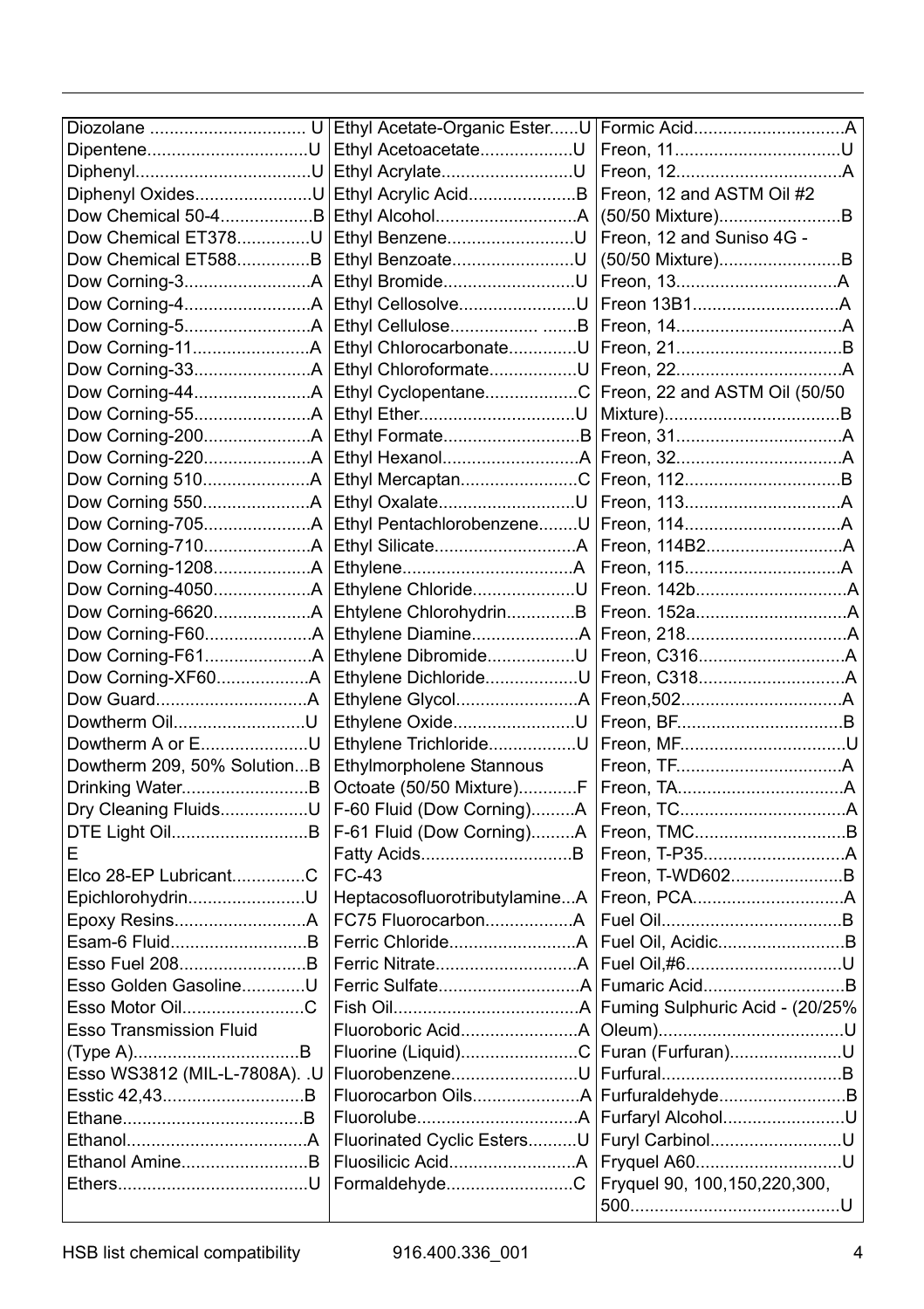| | | |
|---|---|---|
| Diozolane ................................ U | Ethyl Acetate-Organic Ester......U | Formic Acid...............................A |
| Dipentene.................................U | Ethyl Acetoacetate..................U | Freon, 11..................................U |
| Diphenyl....................................U | Ethyl Acrylate..........................U | Freon, 12..................................A |
| Diphenyl Oxides........................U | Ethyl Acrylic Acid......................B | Freon, 12 and ASTM Oil #2 (50/50 Mixture).........................B |
| Dow Chemical 50-4...................B | Ethyl Alcohol............................A | Freon, 12 and Suniso 4G - (50/50 Mixture).........................B |
| Dow Chemical ET378...............U | Ethyl Benzene..........................U | Freon, 13.................................A |
| Dow Chemical ET588...............B | Ethyl Benzoate.........................U | Freon 13B1.............................A |
| Dow Corning-3..........................A | Ethyl Bromide...........................U | Freon, 14..................................A |
| Dow Corning-4..........................A | Ethyl Cellosolve........................U | Freon, 21..................................B |
| Dow Corning-5..........................A | Ethyl Cellulose................. .......B | Freon, 22..................................A |
| Dow Corning-11........................A | Ethyl Chlorocarbonate..............U | Freon, 22 and ASTM Oil (50/50 Mixture)....................................B |
| Dow Corning-33........................A | Ethyl Chloroformate..................U | Freon, 31..................................A |
| Dow Corning-44........................A | Ethyl Cyclopentane...................C | Freon, 32..................................A |
| Dow Corning-55........................A | Ethyl Ether................................U | Freon, 112................................B |
| Dow Corning-200......................A | Ethyl Formate............................B | Freon, 113................................A |
| Dow Corning-220......................A | Ethyl Hexanol............................A | Freon, 114................................A |
| Dow Corning 510......................A | Ethyl Mercaptan........................C | Freon, 114B2............................A |
| Dow Corning 550......................A | Ethyl Oxalate............................U | Freon, 115................................A |
| Dow Corning-705......................A | Ethyl Pentachlorobenzene........U | Freon. 142b...............................A |
| Dow Corning-710......................A | Ethyl Silicate.............................A | Freon. 152a...............................A |
| Dow Corning-1208....................A | Ethylene...................................A | Freon, 218.................................A |
| Dow Corning-4050....................A | Ethylene Chloride.....................U | Freon, C316..............................A |
| Dow Corning-6620....................A | Ehtylene Chlorohydrin..............B | Freon, C318..............................A |
| Dow Corning-F60......................A | Ethylene Diamine......................A | Freon,502..................................A |
| Dow Corning-F61......................A | Ethylene Dibromide..................U | Freon, BF..................................B |
| Dow Corning-XF60...................A | Ethylene Dichloride...................U | Freon, MF..................................U |
| Dow Guard...............................A | Ethylene Glycol.........................A | Freon, TF..................................A |
| Dowtherm Oil...........................U | Ethylene Oxide.........................U | Freon, TA..................................A |
| Dowtherm A or E......................U | Ethylene Trichloride..................U | Freon, TC..................................A |
| Dowtherm 209, 50% Solution...B | Ethylmorpholene Stannous Octoate (50/50 Mixture)............F | Freon, TMC...............................B |
| Drinking Water..........................B | F-60 Fluid (Dow Corning).........A | Freon, T-P35.............................A |
| Dry Cleaning Fluids..................U | F-61 Fluid (Dow Corning).........A | Freon, T-WD602.......................B |
| DTE Light Oil............................B | Fatty Acids...............................B | Freon, PCA...............................A |
| E | FC-43 Heptacosofluorotributylamine...A | Fuel Oil.....................................B |
| Elco 28-EP Lubricant...............C | FC75 Fluorocarbon..................A | Fuel Oil, Acidic..........................B |
| Epichlorohydrin........................U | Ferric Chloride..........................A | Fuel Oil,#6................................U |
| Epoxy Resins...........................A | Ferric Nitrate.............................A | Fumaric Acid.............................B |
| Esam-6 Fluid............................B | Ferric Sulfate.............................A | Fuming Sulphuric Acid - (20/25% Oleum)......................................U |
| Esso Fuel 208..........................B | Fish Oil......................................A | Furan (Furfuran).......................U |
| Esso Golden Gasoline.............U | Fluoroboric Acid........................A | Furfural.....................................B |
| Esso Motor Oil.........................C | Fluorine (Liquid)........................C | Furfuraldehyde..........................B |
| Esso Transmission Fluid (Type A)..................................B | Fluorobenzene..........................U | Furfaryl Alcohol.........................U |
| Esso WS3812 (MIL-L-7808A). .U | Fluorocarbon Oils......................A | Furyl Carbinol...........................U |
| Esstic 42,43.............................B | Fluorolube.................................A | Fryquel A60..............................U |
| Ethane.....................................B | Fluorinated Cyclic Esters..........U | Fryquel 90, 100,150,220,300, 500...........................................U |
| Ethanol.....................................A | Fluosilicic Acid..........................A | |
| Ethanol Amine..........................B | Formaldehyde..........................C | |
| Ethers.......................................U | | |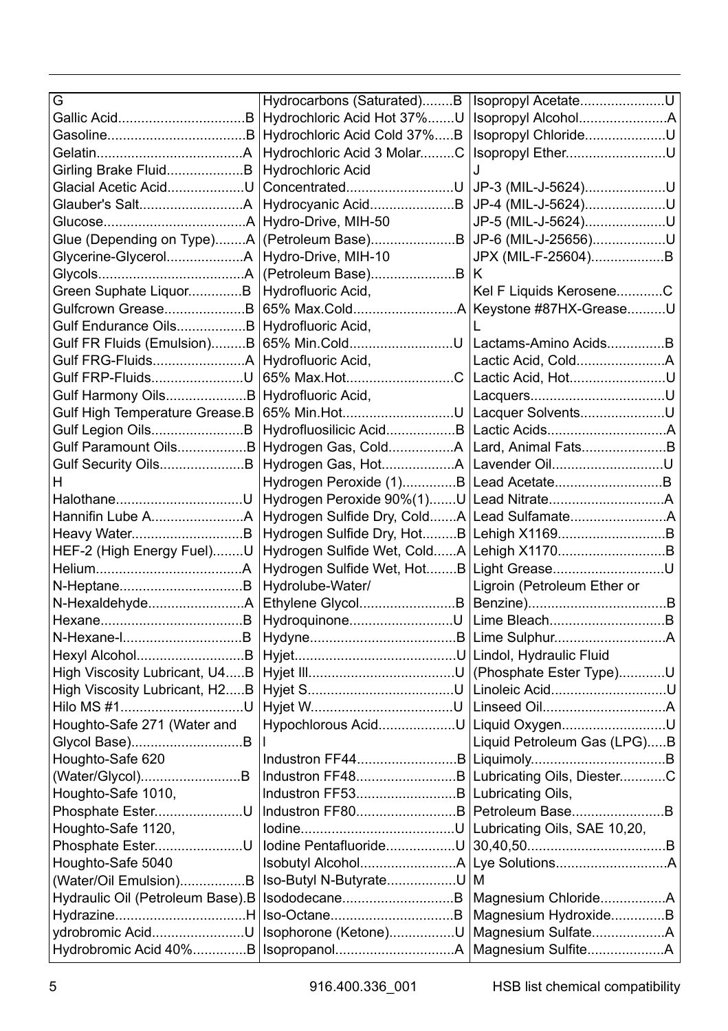| | | |
|---|---|---|
| G | Hydrocarbons (Saturated)........B | Isopropyl Acetate......................U |
| Gallic Acid.................................B | Hydrochloric Acid Hot 37%.......U | Isopropyl Alcohol.......................A |
| Gasoline....................................B | Hydrochloric Acid Cold 37%.....B | Isopropyl Chloride.....................U |
| Gelatin......................................A | Hydrochloric Acid 3 Molar.........C | Isopropyl Ether..........................U |
| Girling Brake Fluid....................B | Hydrochloric Acid | J |
| Glacial Acetic Acid....................U | Concentrated...........................U | JP-3 (MIL-J-5624).....................U |
| Glauber's Salt...........................A | Hydrocyanic Acid......................B | JP-4 (MIL-J-5624).....................U |
| Glucose.....................................A | Hydro-Drive, MIH-50 | JP-5 (MIL-J-5624).....................U |
| Glue (Depending on Type)........A | (Petroleum Base)......................B | JP-6 (MIL-J-25656)...................U |
| Glycerine-Glycerol....................A | Hydro-Drive, MIH-10 | JPX (MIL-F-25604)...................B |
| Glycols......................................A | (Petroleum Base)......................B | K |
| Green Suphate Liquor..............B | Hydrofluoric Acid, | Kel F Liquids Kerosene............C |
| Gulfcrown Grease.....................B | 65% Max.Cold...........................A | Keystone #87HX-Grease..........U |
| Gulf Endurance Oils..................B | Hydrofluoric Acid, | L |
| Gulf FR Fluids (Emulsion).........B | 65% Min.Cold...........................U | Lactams-Amino Acids...............B |
| Gulf FRG-Fluids........................A | Hydrofluoric Acid, | Lactic Acid, Cold.......................A |
| Gulf FRP-Fluids........................U | 65% Max.Hot............................C | Lactic Acid, Hot.........................U |
| Gulf Harmony Oils.....................B | Hydrofluoric Acid, | Lacquers...................................U |
| Gulf High Temperature Grease.B | 65% Min.Hot.............................U | Lacquer Solvents......................U |
| Gulf Legion Oils........................B | Hydrofluosilicic Acid..................B | Lactic Acids...............................A |
| Gulf Paramount Oils..................B | Hydrogen Gas, Cold.................A | Lard, Animal Fats......................B |
| Gulf Security Oils......................B | Hydrogen Gas, Hot...................A | Lavender Oil.............................U |
| H | Hydrogen Peroxide (1)..............B | Lead Acetate............................B |
| Halothane.................................U | Hydrogen Peroxide 90%(1).......U | Lead Nitrate..............................A |
| Hannifin Lube A........................A | Hydrogen Sulfide Dry, Cold.......A | Lead Sulfamate.........................A |
| Heavy Water.............................B | Hydrogen Sulfide Dry, Hot.........B | Lehigh X1169............................B |
| HEF-2 (High Energy Fuel)........U | Hydrogen Sulfide Wet, Cold......A | Lehigh X1170............................B |
| Helium......................................A | Hydrogen Sulfide Wet, Hot........B | Light Grease.............................U |
| N-Heptane................................B | Hydrolube-Water/ | Ligroin (Petroleum Ether or |
| N-Hexaldehyde.........................A | Ethylene Glycol.........................B | Benzine)....................................B |
| Hexane.....................................B | Hydroquinone...........................U | Lime Bleach..............................B |
| N-Hexane-l...............................B | Hydyne......................................B | Lime Sulphur.............................A |
| Hexyl Alcohol............................B | Hyjet..........................................U | Lindol, Hydraulic Fluid |
| High Viscosity Lubricant, U4.....B | Hyjet III......................................U | (Phosphate Ester Type)............U |
| High Viscosity Lubricant, H2.....B | Hyjet S......................................U | Linoleic Acid.............................U |
| Hilo MS #1................................U | Hyjet W.....................................U | Linseed Oil................................A |
| Houghto-Safe 271 (Water and | Hypochlorous Acid....................U | Liquid Oxygen...........................U |
| Glycol Base).............................B | I | Liquid Petroleum Gas (LPG).....B |
| Houghto-Safe 620 | Industron FF44..........................B | Liquimoly...................................B |
| (Water/Glycol)..........................B | Industron FF48..........................B | Lubricating Oils, Diester............C |
| Houghto-Safe 1010, | Industron FF53..........................B | Lubricating Oils, |
| Phosphate Ester.......................U | Industron FF80..........................B | Petroleum Base........................B |
| Houghto-Safe 1120, | Iodine........................................U | Lubricating Oils, SAE 10,20, |
| Phosphate Ester.......................U | Iodine Pentafluoride..................U | 30,40,50....................................B |
| Houghto-Safe 5040 | Isobutyl Alcohol.........................A | Lye Solutions.............................A |
| (Water/Oil Emulsion).................B | Iso-Butyl N-Butyrate..................U | M |
| Hydraulic Oil (Petroleum Base).B | Isododecane.............................B | Magnesium Chloride.................A |
| Hydrazine..................................H | Iso-Octane................................B | Magnesium Hydroxide..............B |
| ydrobromic Acid........................U | Isophorone (Ketone).................U | Magnesium Sulfate...................A |
| Hydrobromic Acid 40%..............B | Isopropanol...............................A | Magnesium Sulfite....................A |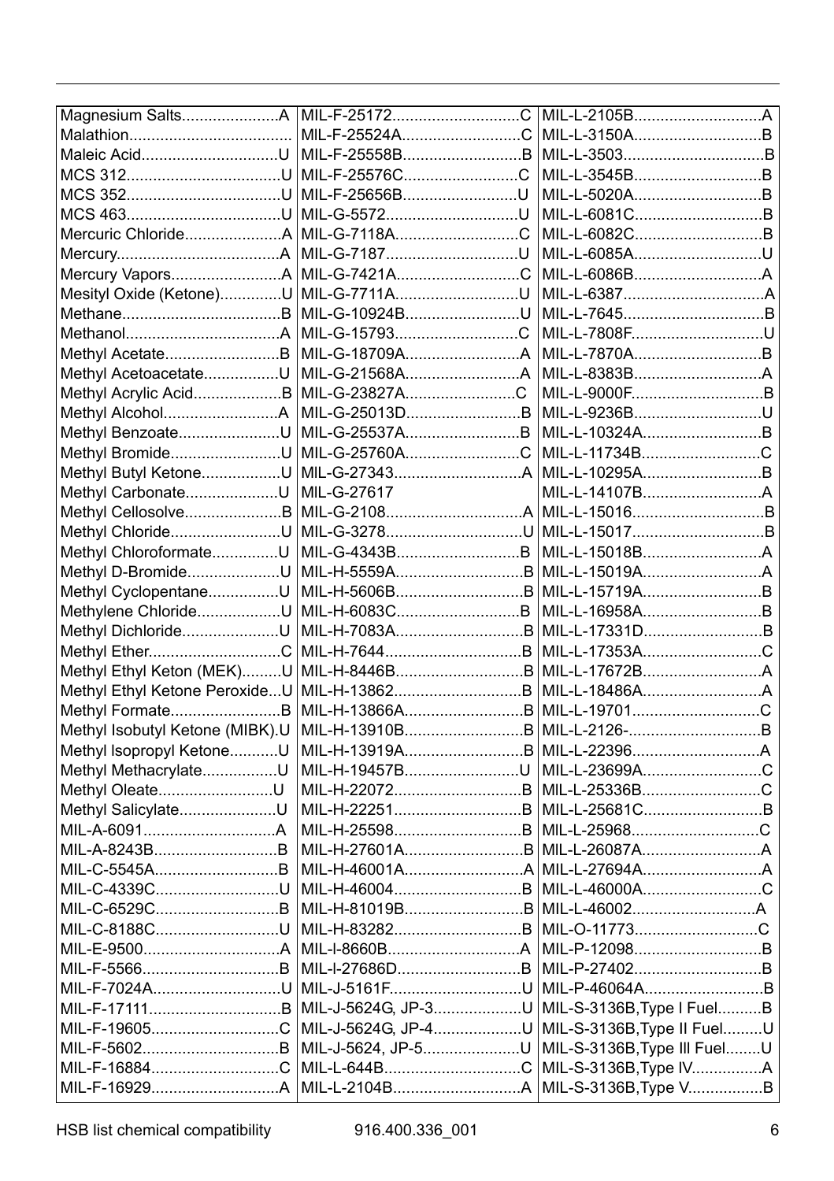| | | |
|---|---|---|
| Magnesium Salts......................A | MIL-F-25172............................C | MIL-L-2105B............................A |
| Malathion..................................... | MIL-F-25524A..........................C | MIL-L-3150A............................B |
| Maleic Acid..............................U | MIL-F-25558B..........................B | MIL-L-3503...............................B |
| MCS 312..................................U | MIL-F-25576C..........................C | MIL-L-3545B............................B |
| MCS 352..................................U | MIL-F-25656B..........................U | MIL-L-5020A............................B |
| MCS 463..................................U | MIL-G-5572.............................U | MIL-L-6081C............................B |
| Mercuric Chloride......................A | MIL-G-7118A...........................C | MIL-L-6082C............................B |
| Mercury....................................A | MIL-G-7187.............................U | MIL-L-6085A............................U |
| Mercury Vapors.........................A | MIL-G-7421A...........................C | MIL-L-6086B............................A |
| Mesityl Oxide (Ketone).............U | MIL-G-7711A...........................U | MIL-L-6387...............................A |
| Methane....................................B | MIL-G-10924B..........................U | MIL-L-7645...............................B |
| Methanol...................................A | MIL-G-15793............................C | MIL-L-7808F.............................U |
| Methyl Acetate..........................B | MIL-G-18709A..........................A | MIL-L-7870A............................B |
| Methyl Acetoacetate................U | MIL-G-21568A..........................A | MIL-L-8383B............................A |
| Methyl Acrylic Acid....................B | MIL-G-23827A.........................C | MIL-L-9000F.............................B |
| Methyl Alcohol..........................A | MIL-G-25013D..........................B | MIL-L-9236B............................U |
| Methyl Benzoate.......................U | MIL-G-25537A..........................B | MIL-L-10324A..........................B |
| Methyl Bromide.........................U | MIL-G-25760A..........................C | MIL-L-11734B..........................C |
| Methyl Butyl Ketone..................U | MIL-G-27343............................A | MIL-L-10295A..........................B |
| Methyl Carbonate.....................U | MIL-G-27617 | MIL-L-14107B..........................A |
| Methyl Cellosolve......................B | MIL-G-2108...............................A | MIL-L-15016.............................B |
| Methyl Chloride.........................U | MIL-G-3278...............................U | MIL-L-15017.............................B |
| Methyl Chloroformate...............U | MIL-G-4343B...........................B | MIL-L-15018B..........................A |
| Methyl D-Bromide.....................U | MIL-H-5559A............................B | MIL-L-15019A..........................A |
| Methyl Cyclopentane................U | MIL-H-5606B............................B | MIL-L-15719A..........................B |
| Methylene Chloride...................U | MIL-H-6083C...........................B | MIL-L-16958A..........................B |
| Methyl Dichloride......................U | MIL-H-7083A............................B | MIL-L-17331D..........................B |
| Methyl Ether.............................C | MIL-H-7644...............................B | MIL-L-17353A..........................C |
| Methyl Ethyl Keton (MEK).........U | MIL-H-8446B............................B | MIL-L-17672B..........................A |
| Methyl Ethyl Ketone Peroxide...U | MIL-H-13862............................B | MIL-L-18486A..........................A |
| Methyl Formate.........................B | MIL-H-13866A..........................B | MIL-L-19701............................C |
| Methyl Isobutyl Ketone (MIBK).U | MIL-H-13910B..........................B | MIL-L-2126-..............................B |
| Methyl Isopropyl Ketone...........U | MIL-H-13919A..........................B | MIL-L-22396............................A |
| Methyl Methacrylate.................U | MIL-H-19457B..........................U | MIL-L-23699A..........................C |
| Methyl Oleate..........................U | MIL-H-22072............................B | MIL-L-25336B..........................C |
| Methyl Salicylate......................U | MIL-H-22251............................B | MIL-L-25681C..........................B |
| MIL-A-6091..............................A | MIL-H-25598............................B | MIL-L-25968............................C |
| MIL-A-8243B............................B | MIL-H-27601A..........................B | MIL-L-26087A..........................A |
| MIL-C-5545A............................B | MIL-H-46001A..........................A | MIL-L-27694A..........................A |
| MIL-C-4339C............................U | MIL-H-46004............................B | MIL-L-46000A..........................C |
| MIL-C-6529C............................B | MIL-H-81019B..........................B | MIL-L-46002...........................A |
| MIL-C-8188C............................U | MIL-H-83282............................B | MIL-O-11773...........................C |
| MIL-E-9500...............................A | MIL-I-8660B.............................A | MIL-P-12098............................B |
| MIL-F-5566...............................B | MIL-I-27686D...........................B | MIL-P-27402............................B |
| MIL-F-7024A.............................U | MIL-J-5161F.............................U | MIL-P-46064A..........................B |
| MIL-F-17111.............................B | MIL-J-5624G, JP-3....................U | MIL-S-3136B,Type I Fuel..........B |
| MIL-F-19605.............................C | MIL-J-5624G, JP-4....................U | MIL-S-3136B,Type II Fuel.........U |
| MIL-F-5602...............................B | MIL-J-5624, JP-5......................U | MIL-S-3136B,Type III Fuel........U |
| MIL-F-16884.............................C | MIL-L-644B..............................C | MIL-S-3136B,Type IV................A |
| MIL-F-16929.............................A | MIL-L-2104B............................A | MIL-S-3136B,Type V.................B |

HSB list chemical compatibility 916.400.336_001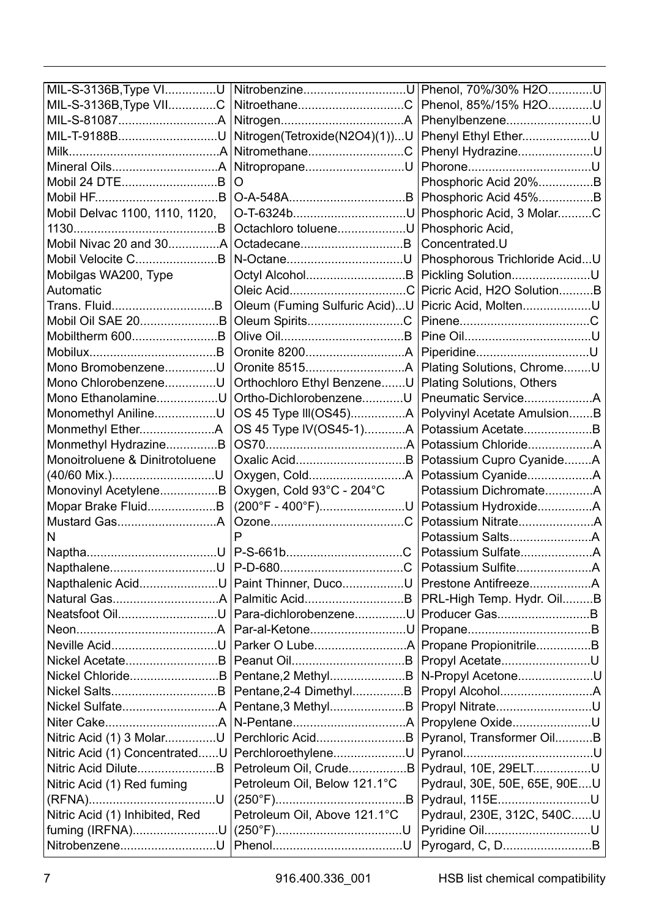| | | |
|---|---|---|
| MIL-S-3136B,Type VI...............U | Nitrobenzine..............................U | Phenol, 70%/30% H2O.............U |
| MIL-S-3136B,Type VII..............C | Nitroethane...............................C | Phenol, 85%/15% H2O.............U |
| MIL-S-81087.............................A | Nitrogen....................................A | Phenylbenzene.........................U |
| MIL-T-9188B.............................U | Nitrogen(Tetroxide(N2O4)(1))...U | Phenyl Ethyl Ether....................U |
| Milk............................................A | Nitromethane............................C | Phenyl Hydrazine......................U |
| Mineral Oils...............................A | Nitropropane.............................U | Phorone....................................U |
| Mobil 24 DTE............................B | O | Phosphoric Acid 20%................B |
| Mobil HF....................................B | O-A-548A..................................B | Phosphoric Acid 45%................B |
| Mobil Delvac 1100, 1110, 1120, 1130..........................................B | O-T-6324b.................................U | Phosphoric Acid, 3 Molar..........C |
| Mobil Nivac 20 and 30...............A | Octachloro toluene....................U | Phosphoric Acid, Concentrated.U |
| Mobil Velocite C........................B | Octadecane..............................B | Phosphorous Trichloride Acid...U |
| Mobilgas WA200, Type Automatic Trans. Fluid..............................B | N-Octane..................................U | Pickling Solution.......................U |
| Mobil Oil SAE 20.......................B | Octyl Alcohol.............................B | Picric Acid, H2O Solution..........B |
| Mobiltherm 600.........................B | Oleic Acid..................................C | Picric Acid, Molten....................U |
| Mobilux.....................................B | Oleum (Fuming Sulfuric Acid)...U | Pinene......................................C |
| Mono Bromobenzene...............U | Oleum Spirits............................C | Pine Oil.....................................U |
| Mono Chlorobenzene...............U | Olive Oil....................................B | Piperidine.................................U |
| Mono Ethanolamine..................U | Oronite 8200.............................A | Plating Solutions, Chrome........U |
| Monomethyl Aniline..................U | Oronite 8515.............................A | Plating Solutions, Others Pneumatic Service....................A |
| Monmethyl Ether......................A | Orthochloro Ethyl Benzene.......U | Polyvinyl Acetate Amulsion.......B |
| Monmethyl Hydrazine...............B | Ortho-Dichlorobenzene............U | Potassium Acetate....................B |
| Monoitroluene & Dinitrotoluene (40/60 Mix.)..............................U | OS 45 Type III(OS45)................A | Potassium Chloride...................A |
| Monovinyl Acetylene.................B | OS 45 Type IV(OS45-1)............A | Potassium Cupro Cyanide........A |
| Mopar Brake Fluid....................B | OS70.........................................A | Potassium Cyanide...................A |
| Mustard Gas.............................A | Oxalic Acid................................B | Potassium Dichromate..............A |
| N | Oxygen, Cold............................A | Potassium Hydroxide................A |
| Naptha......................................U | Oxygen, Cold 93°C - 204°C (200°F - 400°F).........................U | Potassium Nitrate......................A |
| Napthalene...............................U | Ozone.......................................C | Potassium Salts........................A |
| Napthalenic Acid.......................U | P | Potassium Sulfate.....................A |
| Natural Gas...............................A | P-S-661b..................................C | Potassium Sulfite......................A |
| Neatsfoot Oil.............................U | P-D-680....................................C | Prestone Antifreeze..................A |
| Neon.........................................A | Paint Thinner, Duco..................U | PRL-High Temp. Hydr. Oil.........B |
| Neville Acid...............................U | Palmitic Acid.............................B | Producer Gas...........................B |
| Nickel Acetate...........................B | Para-dichlorobenzene..............U | Propane....................................B |
| Nickel Chloride..........................B | Par-al-Ketone............................U | Propane Propionitrile................B |
| Nickel Salts...............................B | Parker O Lube...........................A | Propyl Acetate..........................U |
| Nickel Sulfate............................A | Peanut Oil.................................B | N-Propyl Acetone......................U |
| Niter Cake.................................A | Pentane,2 Methyl......................B | Propyl Alcohol...........................A |
| Nitric Acid (1) 3 Molar..............U | Pentane,2-4 Dimethyl...............B | Propyl Nitrate............................U |
| Nitric Acid (1) Concentrated......U | Pentane,3 Methyl......................B | Propylene Oxide.......................U |
| Nitric Acid Dilute.......................B | N-Pentane.................................A | Pyranol, Transformer Oil...........B |
| Nitric Acid (1) Red fuming (RFNA).....................................U | Perchloric Acid..........................B | Pyranol......................................U |
| Nitric Acid (1) Inhibited, Red fuming (IRFNA).........................U | Perchloroethylene.....................U | Pydraul, 10E, 29ELT.................U |
| Nitrobenzene............................U | Petroleum Oil, Crude.................B | Pydraul, 30E, 50E, 65E, 90E....U |
| | Petroleum Oil, Below 121.1°C (250°F)......................................B | Pydraul, 115E...........................U |
| | Petroleum Oil, Above 121.1°C (250°F).....................................U | Pydraul, 230E, 312C, 540C......U |
| | Phenol......................................U | Pyridine Oil...............................U |
| | | Pyrogard, C, D..........................B |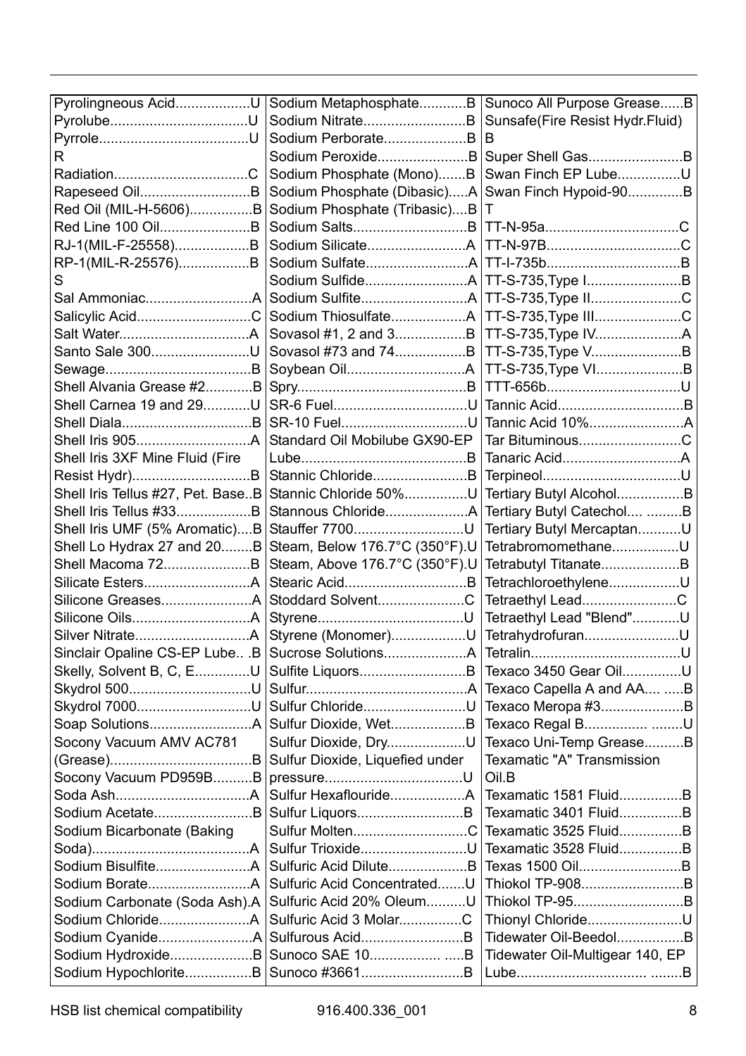| | | |
|---|---|---|
| Pyrolingneous Acid...................U | Sodium Metaphosphate............B | Sunoco All Purpose Grease......B |
| Pyrolube...................................U | Sodium Nitrate..........................B | Sunsafe(Fire Resist Hydr.Fluid) B |
| Pyrrole......................................U | Sodium Perborate....................B | |
| R | Sodium Peroxide......................B | Super Shell Gas........................B |
| Radiation..................................C | Sodium Phosphate (Mono).......B | Swan Finch EP Lube................U |
| Rapeseed Oil............................B | Sodium Phosphate (Dibasic).....A | Swan Finch Hypoid-90..............B |
| Red Oil (MIL-H-5606)................B | Sodium Phosphate (Tribasic)....B | T |
| Red Line 100 Oil.......................B | Sodium Salts............................B | TT-N-95a..................................C |
| RJ-1(MIL-F-25558)...................B | Sodium Silicate.........................A | TT-N-97B..................................C |
| RP-1(MIL-R-25576)..................B | Sodium Sulfate..........................A | TT-I-735b..................................B |
| S | Sodium Sulfide..........................A | TT-S-735,Type I........................B |
| Sal Ammoniac...........................A | Sodium Sulfite...........................A | TT-S-735,Type II.......................C |
| Salicylic Acid.............................C | Sodium Thiosulfate...................A | TT-S-735,Type III......................C |
| Salt Water.................................A | Sovasol #1, 2 and 3..................B | TT-S-735,Type IV......................A |
| Santo Sale 300.........................U | Sovasol #73 and 74..................B | TT-S-735,Type V.......................B |
| Sewage.....................................B | Soybean Oil..............................A | TT-S-735,Type VI......................B |
| Shell Alvania Grease #2............B | Spry...........................................B | TTT-656b..................................U |
| Shell Carnea 19 and 29............U | SR-6 Fuel..................................U | Tannic Acid................................B |
| Shell Diala.................................B | SR-10 Fuel................................U | Tannic Acid 10%........................A |
| Shell Iris 905.............................A | Standard Oil Mobilube GX90-EP Lube..........................................B | Tar Bituminous..........................C |
| Shell Iris 3XF Mine Fluid (Fire Resist Hydr)..............................B | | Tanaric Acid..............................A |
| | Stannic Chloride........................B | Terpineol...................................U |
| Shell Iris Tellus #27, Pet. Base..B | Stannic Chloride 50%................U | Tertiary Butyl Alcohol.................B |
| Shell Iris Tellus #33...................B | Stannous Chloride.....................A | Tertiary Butyl Catechol.... .........B |
| Shell Iris UMF (5% Aromatic)....B | Stauffer 7700............................U | Tertiary Butyl Mercaptan...........U |
| Shell Lo Hydrax 27 and 20........B | Steam, Below 176.7°C (350°F).U | Tetrabromomethane.................U |
| Shell Macoma 72......................B | Steam, Above 176.7°C (350°F).U | Tetrabutyl Titanate....................B |
| Silicate Esters...........................A | Stearic Acid...............................B | Tetrachloroethylene..................U |
| Silicone Greases.......................A | Stoddard Solvent......................C | Tetraethyl Lead........................C |
| Silicone Oils..............................A | Styrene.....................................U | Tetraethyl Lead "Blend"............U |
| Silver Nitrate.............................A | Styrene (Monomer)...................U | Tetrahydrofuran........................U |
| Sinclair Opaline CS-EP Lube.. .B | Sucrose Solutions.....................A | Tetralin......................................U |
| Skelly, Solvent B, C, E.............U | Sulfite Liquors...........................B | Texaco 3450 Gear Oil...............U |
| Skydrol 500...............................U | Sulfur.........................................A | Texaco Capella A and AA.... .....B |
| Skydrol 7000.............................U | Sulfur Chloride..........................U | Texaco Meropa #3.....................B |
| Soap Solutions..........................A | Sulfur Dioxide, Wet...................B | Texaco Regal B................ ........U |
| Socony Vacuum AMV AC781 (Grease)....................................B | Sulfur Dioxide, Dry....................U | Texaco Uni-Temp Grease..........B |
| | Sulfur Dioxide, Liquefied under pressure...................................U | Texamatic "A" Transmission Oil.B |
| Socony Vacuum PD959B..........B | | |
| Soda Ash..................................A | Sulfur Hexaflouride...................A | Texamatic 1581 Fluid................B |
| Sodium Acetate.........................B | Sulfur Liquors...........................B | Texamatic 3401 Fluid................B |
| Sodium Bicarbonate (Baking Soda)........................................A | Sulfur Molten.............................C | Texamatic 3525 Fluid................B |
| | Sulfur Trioxide...........................U | Texamatic 3528 Fluid................B |
| Sodium Bisulfite........................A | Sulfuric Acid Dilute....................B | Texas 1500 Oil..........................B |
| Sodium Borate..........................A | Sulfuric Acid Concentrated.......U | Thiokol TP-908..........................B |
| Sodium Carbonate (Soda Ash).A | Sulfuric Acid 20% Oleum..........U | Thiokol TP-95............................B |
| Sodium Chloride.......................A | Sulfuric Acid 3 Molar................C | Thionyl Chloride........................U |
| Sodium Cyanide........................A | Sulfurous Acid..........................B | Tidewater Oil-Beedol.................B |
| Sodium Hydroxide.....................B | Sunoco SAE 10.................. .....B | Tidewater Oil-Multigear 140, EP Lube............................... ........B |
| Sodium Hypochlorite.................B | Sunoco #3661...........................B | |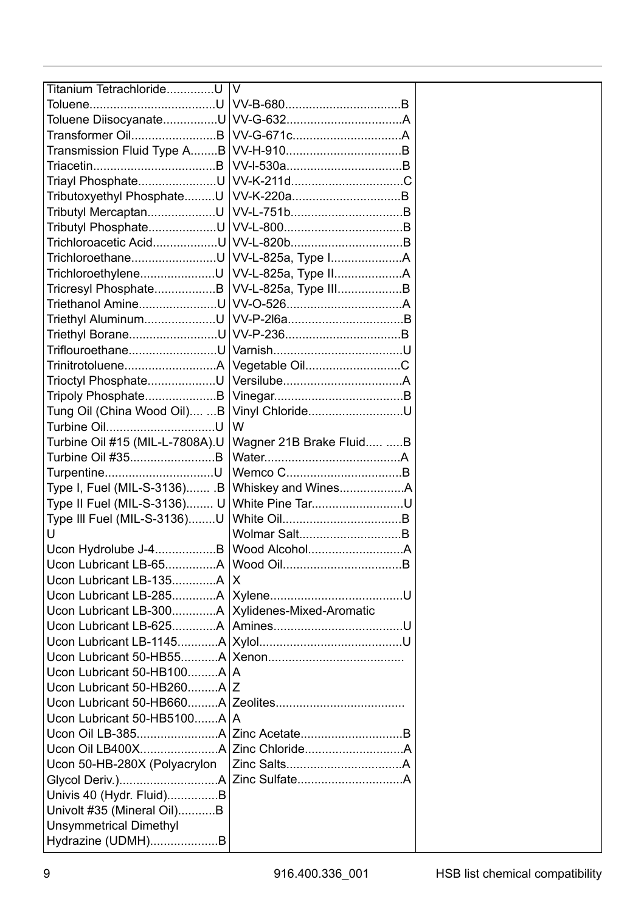| | | |
|---|---|---|
| Titanium Tetrachloride..............U | V | |
| Toluene......................................U | VV-B-680...................................B | |
| Toluene Diisocyanate................U | VV-G-632...................................A | |
| Transformer Oil.........................B | VV-G-671c.................................A | |
| Transmission Fluid Type A........B | VV-H-910...................................B | |
| Triacetin....................................B | VV-I-530a...................................B | |
| Triayl Phosphate.......................U | VV-K-211d..................................C | |
| Tributoxyethyl Phosphate.........U | VV-K-220a..................................B | |
| Tributyl Mercaptan....................U | VV-L-751b..................................B | |
| Tributyl Phosphate....................U | VV-L-800....................................B | |
| Trichloroacetic Acid...................U | VV-L-820b..................................B | |
| Trichloroethane.........................U | VV-L-825a, Type I.....................A | |
| Trichloroethylene......................U | VV-L-825a, Type II....................A | |
| Tricresyl Phosphate..................B | VV-L-825a, Type III...................B | |
| Triethanol Amine.......................U | VV-O-526...................................A | |
| Triethyl Aluminum.....................U | VV-P-2l6a...................................B | |
| Triethyl Borane..........................U | VV-P-236...................................B | |
| Triflouroethane..........................U | Varnish.......................................U | |
| Trinitrotoluene...........................A | Vegetable Oil............................C | |
| Trioctyl Phosphate....................U | Versilube...................................A | |
| Tripoly Phosphate.....................B | Vinegar......................................B | |
| Tung Oil (China Wood Oil).... ...B | Vinyl Chloride............................U | |
| Turbine Oil................................U | W | |
| Turbine Oil #15 (MIL-L-7808A).U | Wagner 21B Brake Fluid..... .....B | |
| Turbine Oil #35.........................B | Water........................................A | |
| Turpentine................................U | Wemco C..................................B | |
| Type I, Fuel (MIL-S-3136)....... .B | Whiskey and Wines...................A | |
| Type II Fuel (MIL-S-3136)........ U | White Pine Tar...........................U | |
| Type III Fuel (MIL-S-3136)........U | White Oil...................................B | |
| U | Wolmar Salt..............................B | |
| Ucon Hydrolube J-4..................B | Wood Alcohol............................A | |
| Ucon Lubricant LB-65...............A | Wood Oil...................................B | |
| Ucon Lubricant LB-135.............A | X | |
| Ucon Lubricant LB-285.............A | Xylene.......................................U | |
| Ucon Lubricant LB-300.............A | Xylidenes-Mixed-Aromatic Amines......................................U | |
| Ucon Lubricant LB-625.............A | Xylol..........................................U | |
| Ucon Lubricant LB-1145............A | Xenon........................................A | |
| Ucon Lubricant 50-HB55...........A | Z | |
| Ucon Lubricant 50-HB100.........A | Zeolites.....................................A | |
| Ucon Lubricant 50-HB260.........A | Zinc Acetate..............................B | |
| Ucon Lubricant 50-HB660.........A | Zinc Chloride.............................A | |
| Ucon Lubricant 50-HB5100.......A | Zinc Salts..................................A | |
| Ucon Oil LB-385........................A | Zinc Sulfate...............................A | |
| Ucon Oil LB400X.......................A | | |
| Ucon 50-HB-280X (Polyacrylon Glycol Deriv.).............................A | | |
| Univis 40 (Hydr. Fluid)...............B | | |
| Univolt #35 (Mineral Oil)...........B | | |
| Unsymmetrical Dimethyl Hydrazine (UDMH)....................B | | |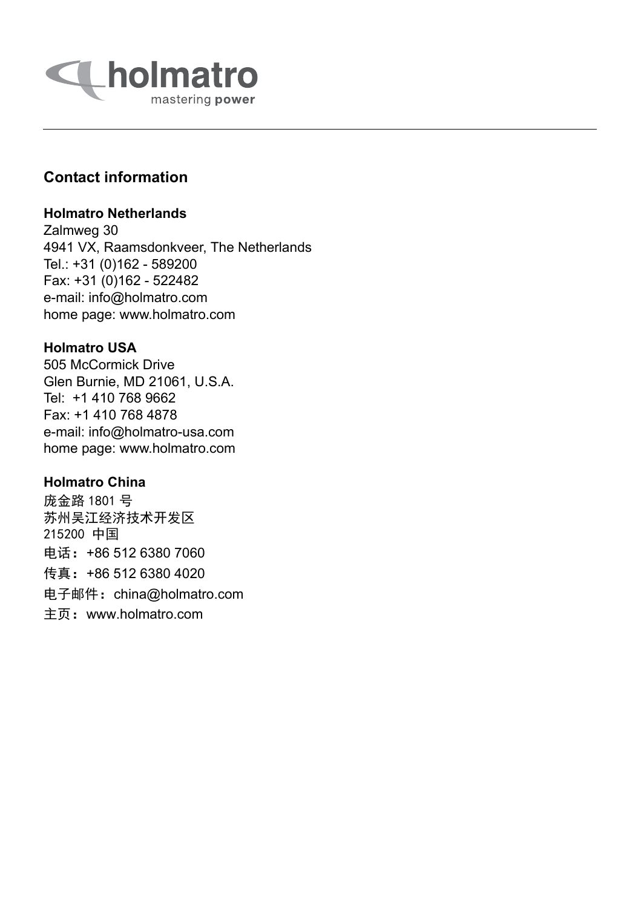holmatro
mastering **power**

## Contact information

**Holmatro Netherlands**
Zalmweg 30
4941 VX, Raamsdonkveer, The Netherlands
Tel.: +31 (0)162 - 589200
Fax: +31 (0)162 - 522482
e-mail: info@holmatro.com
home page: www.holmatro.com

**Holmatro USA**
505 McCormick Drive
Glen Burnie, MD 21061, U.S.A.
Tel: +1 410 768 9662
Fax: +1 410 768 4878
e-mail: info@holmatro-usa.com
home page: www.holmatro.com

**Holmatro China**
庞金路 1801 号
苏州吴江经济技术开发区
215200 中国
电话：+86 512 6380 7060
传真：+86 512 6380 4020
电子邮件：china@holmatro.com
主页：www.holmatro.com